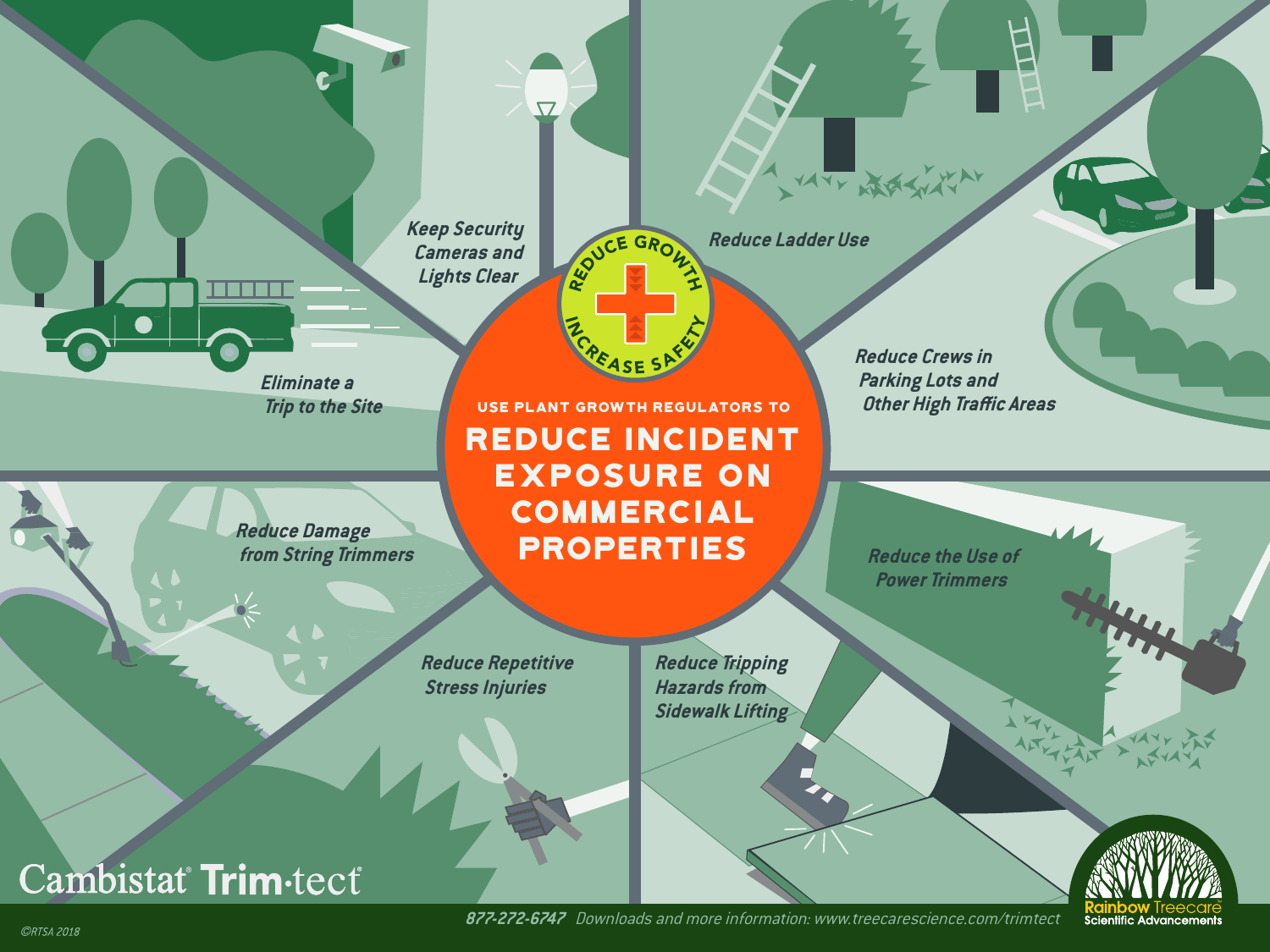# USE PLANT GROWTH REGULATORS TO REDUCE INCIDENT EXPOSURE ON COMMERCIAL PROPERTIES

REDUCE GROWTH — INCREASE SAFETY

- *Keep Security Cameras and Lights Clear*
- *Reduce Ladder Use*
- *Reduce Crews in Parking Lots and Other High Traffic Areas*
- *Reduce the Use of Power Trimmers*
- *Reduce Tripping Hazards from Sidewalk Lifting*
- *Reduce Repetitive Stress Injuries*
- *Reduce Damage from String Trimmers*
- *Eliminate a Trip to the Site*

Cambistat® Trim·tect®

Rainbow Treecare Scientific Advancements

*877-272-6747 Downloads and more information: www.treecarescience.com/trimtect*

©RTSA 2018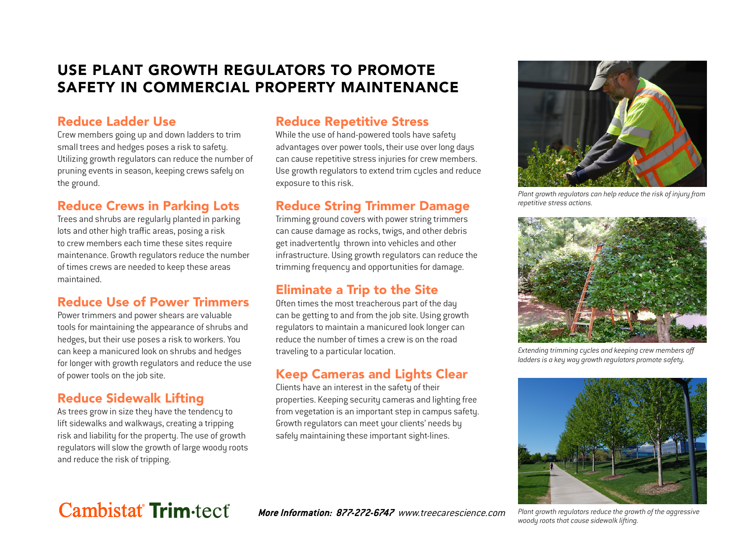# USE PLANT GROWTH REGULATORS TO PROMOTE SAFETY IN COMMERCIAL PROPERTY MAINTENANCE

## Reduce Ladder Use

Crew members going up and down ladders to trim small trees and hedges poses a risk to safety. Utilizing growth regulators can reduce the number of pruning events in season, keeping crews safely on the ground.

## Reduce Crews in Parking Lots

Trees and shrubs are regularly planted in parking lots and other high traffic areas, posing a risk to crew members each time these sites require maintenance. Growth regulators reduce the number of times crews are needed to keep these areas maintained.

## Reduce Use of Power Trimmers

Power trimmers and power shears are valuable tools for maintaining the appearance of shrubs and hedges, but their use poses a risk to workers. You can keep a manicured look on shrubs and hedges for longer with growth regulators and reduce the use of power tools on the job site.

## Reduce Sidewalk Lifting

As trees grow in size they have the tendency to lift sidewalks and walkways, creating a tripping risk and liability for the property. The use of growth regulators will slow the growth of large woody roots and reduce the risk of tripping.

## Reduce Repetitive Stress

While the use of hand-powered tools have safety advantages over power tools, their use over long days can cause repetitive stress injuries for crew members. Use growth regulators to extend trim cycles and reduce exposure to this risk.

## Reduce String Trimmer Damage

Trimming ground covers with power string trimmers can cause damage as rocks, twigs, and other debris get inadvertently thrown into vehicles and other infrastructure. Using growth regulators can reduce the trimming frequency and opportunities for damage.

## Eliminate a Trip to the Site

Often times the most treacherous part of the day can be getting to and from the job site. Using growth regulators to maintain a manicured look longer can reduce the number of times a crew is on the road traveling to a particular location.

## Keep Cameras and Lights Clear

Clients have an interest in the safety of their properties. Keeping security cameras and lighting free from vegetation is an important step in campus safety. Growth regulators can meet your clients' needs by safely maintaining these important sight-lines.

*Plant growth regulators can help reduce the risk of injury from repetitive stress actions.*

*Extending trimming cycles and keeping crew members off ladders is a key way growth regulators promote safety.*

*Plant growth regulators reduce the growth of the aggressive woody roots that cause sidewalk lifting.*

Cambistat® Trim·tect®

***More Information: 877-272-6747*** *www.treecarescience.com*